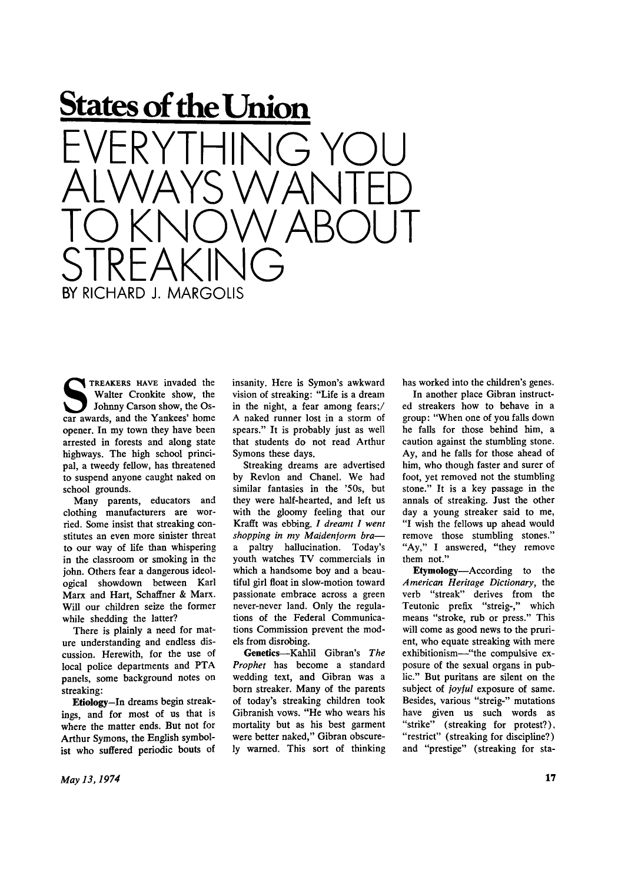## States of the Union

# EVERYTHING YOU ALWAYS WANTED TO KNOW ABOUT STREAKING

### BY RICHARD J. MARGOLIS

STREAKERS HAVE invaded the Walter Cronkite show, the Johnny Carson show, the Oscar awards, and the Yankees' home opener. In my town they have been arrested in forests and along state highways. The high school principal, a tweedy fellow, has threatened to suspend anyone caught naked on school grounds.

Many parents, educators and clothing manufacturers are worried. Some insist that streaking constitutes an even more sinister threat to our way of life than whispering in the classroom or smoking in the john. Others fear a dangerous ideological showdown between Karl Marx and Hart, Schaffner & Marx. Will our children seize the former while shedding the latter?

There is plainly a need for mature understanding and endless discussion. Herewith, for the use of local police departments and PTA panels, some background notes on streaking:

**Etiology**—In dreams begin streakings, and for most of us that is where the matter ends. But not for Arthur Symons, the English symbolist who suffered periodic bouts of insanity. Here is Symon's awkward vision of streaking: "Life is a dream in the night, a fear among fears;/ A naked runner lost in a storm of spears." It is probably just as well that students do not read Arthur Symons these days.

Streaking dreams are advertised by Revlon and Chanel. We had similar fantasies in the '50s, but they were half-hearted, and left us with the gloomy feeling that our Krafft was ebbing. *I dreamt I went shopping in my Maidenform bra*—a paltry hallucination. Today's youth watches TV commercials in which a handsome boy and a beautiful girl float in slow-motion toward passionate embrace across a green never-never land. Only the regulations of the Federal Communications Commission prevent the models from disrobing.

**Genetics**—Kahlil Gibran's *The Prophet* has become a standard wedding text, and Gibran was a born streaker. Many of the parents of today's streaking children took Gibranish vows. "He who wears his mortality but as his best garment were better naked," Gibran obscurely warned. This sort of thinking has worked into the children's genes.

In another place Gibran instructed streakers how to behave in a group: "When one of you falls down he falls for those behind him, a caution against the stumbling stone. Ay, and he falls for those ahead of him, who though faster and surer of foot, yet removed not the stumbling stone." It is a key passage in the annals of streaking. Just the other day a young streaker said to me, "I wish the fellows up ahead would remove those stumbling stones." "Ay," I answered, "they remove them not."

**Etymology**—According to the *American Heritage Dictionary*, the verb "streak" derives from the Teutonic prefix "streig-," which means "stroke, rub or press." This will come as good news to the prurient, who equate streaking with mere exhibitionism—"the compulsive exposure of the sexual organs in public." But puritans are silent on the subject of *joyful* exposure of same. Besides, various "streig-" mutations have given us such words as "strike" (streaking for protest?), "restrict" (streaking for discipline?) and "prestige" (streaking for sta-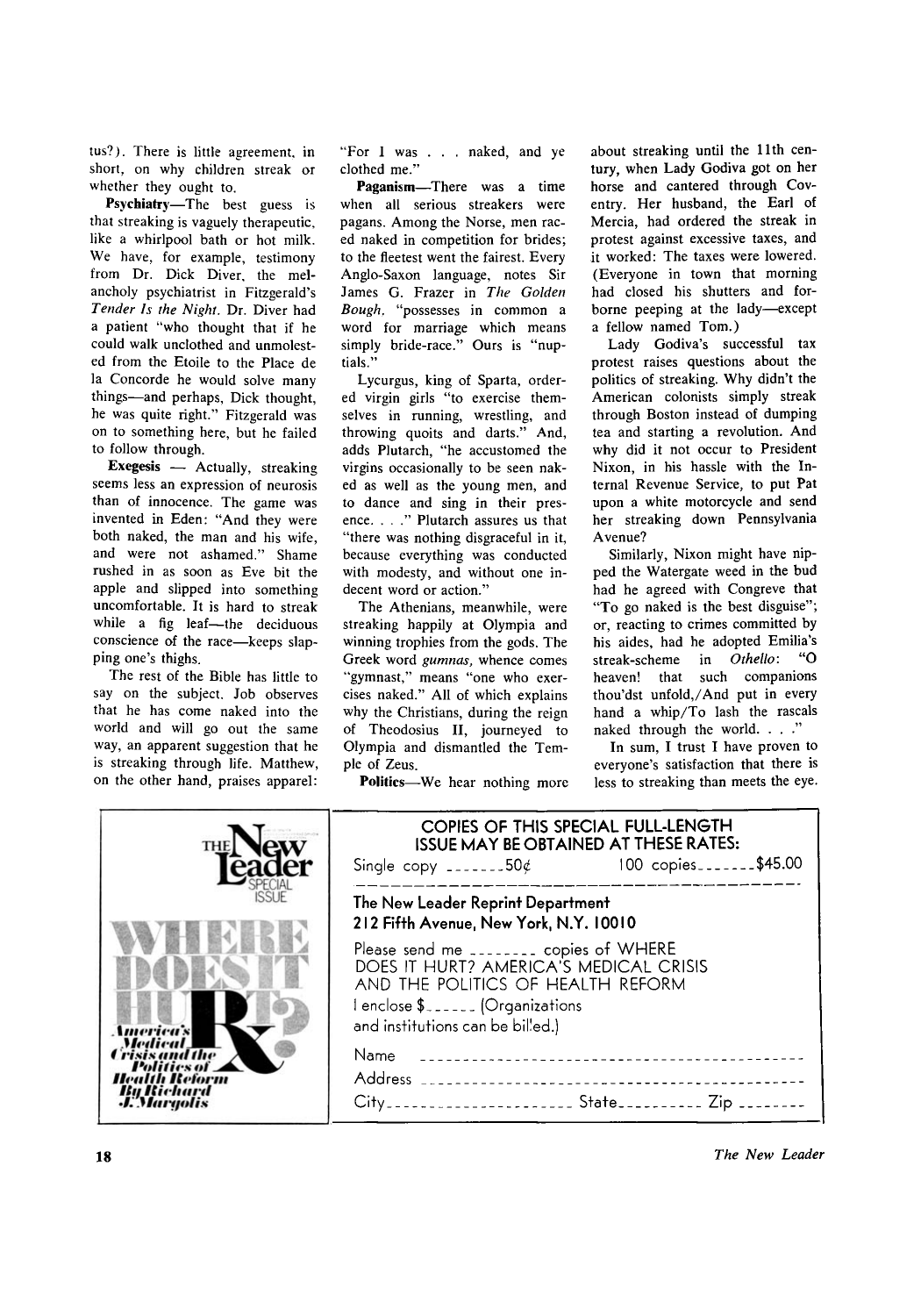tus?). There is little agreement, in short, on why children streak or whether they ought to.

**Psychiatry**—The best guess is that streaking is vaguely therapeutic, like a whirlpool bath or hot milk. We have, for example, testimony from Dr. Dick Diver, the melancholy psychiatrist in Fitzgerald's *Tender Is the Night*. Dr. Diver had a patient "who thought that if he could walk unclothed and unmolested from the Etoile to the Place de la Concorde he would solve many things—and perhaps, Dick thought, he was quite right." Fitzgerald was on to something here, but he failed to follow through.

**Exegesis** — Actually, streaking seems less an expression of neurosis than of innocence. The game was invented in Eden: "And they were both naked, the man and his wife, and were not ashamed." Shame rushed in as soon as Eve bit the apple and slipped into something uncomfortable. It is hard to streak while a fig leaf—the deciduous conscience of the race—keeps slapping one's thighs.

The rest of the Bible has little to say on the subject. Job observes that he has come naked into the world and will go out the same way, an apparent suggestion that he is streaking through life. Matthew, on the other hand, praises apparel: "For I was . . . naked, and ye clothed me."

**Paganism**—There was a time when all serious streakers were pagans. Among the Norse, men raced naked in competition for brides; to the fleetest went the fairest. Every Anglo-Saxon language, notes Sir James G. Frazer in *The Golden Bough*, "possesses in common a word for marriage which means simply bride-race." Ours is "nuptials."

Lycurgus, king of Sparta, ordered virgin girls "to exercise themselves in running, wrestling, and throwing quoits and darts." And, adds Plutarch, "he accustomed the virgins occasionally to be seen naked as well as the young men, and to dance and sing in their presence. . . ." Plutarch assures us that "there was nothing disgraceful in it, because everything was conducted with modesty, and without one indecent word or action."

The Athenians, meanwhile, were streaking happily at Olympia and winning trophies from the gods. The Greek word *gumnas*, whence comes "gymnast," means "one who exercises naked." All of which explains why the Christians, during the reign of Theodosius II, journeyed to Olympia and dismantled the Temple of Zeus.

**Politics**—We hear nothing more about streaking until the 11th century, when Lady Godiva got on her horse and cantered through Coventry. Her husband, the Earl of Mercia, had ordered the streak in protest against excessive taxes, and it worked: The taxes were lowered. (Everyone in town that morning had closed his shutters and forborne peeping at the lady—except a fellow named Tom.)

Lady Godiva's successful tax protest raises questions about the politics of streaking. Why didn't the American colonists simply streak through Boston instead of dumping tea and starting a revolution. And why did it not occur to President Nixon, in his hassle with the Internal Revenue Service, to put Pat upon a white motorcycle and send her streaking down Pennsylvania Avenue?

Similarly, Nixon might have nipped the Watergate weed in the bud had he agreed with Congreve that "To go naked is the best disguise"; or, reacting to crimes committed by his aides, had he adopted Emilia's streak-scheme in *Othello*: "O heaven! that such companions thou'dst unfold,/And put in every hand a whip/To lash the rascals naked through the world. . . ."

In sum, I trust I have proven to everyone's satisfaction that there is less to streaking than meets the eye.

---

THE New Leader SPECIAL ISSUE

WHERE DOES IT HURT? America's Medical Crisis and the Politics of Health Reform By Richard J. Margolis

**COPIES OF THIS SPECIAL FULL-LENGTH ISSUE MAY BE OBTAINED AT THESE RATES:**

Single copy .......50¢ &nbsp;&nbsp;&nbsp; 100 copies.......$45.00

**The New Leader Reprint Department**
**212 Fifth Avenue, New York, N.Y. 10010**

Please send me ........ copies of WHERE DOES IT HURT? AMERICA'S MEDICAL CRISIS AND THE POLITICS OF HEALTH REFORM

I enclose $...... (Organizations and institutions can be billed.)

Name ..............................................

Address ..............................................

City...................... State.......... Zip ........